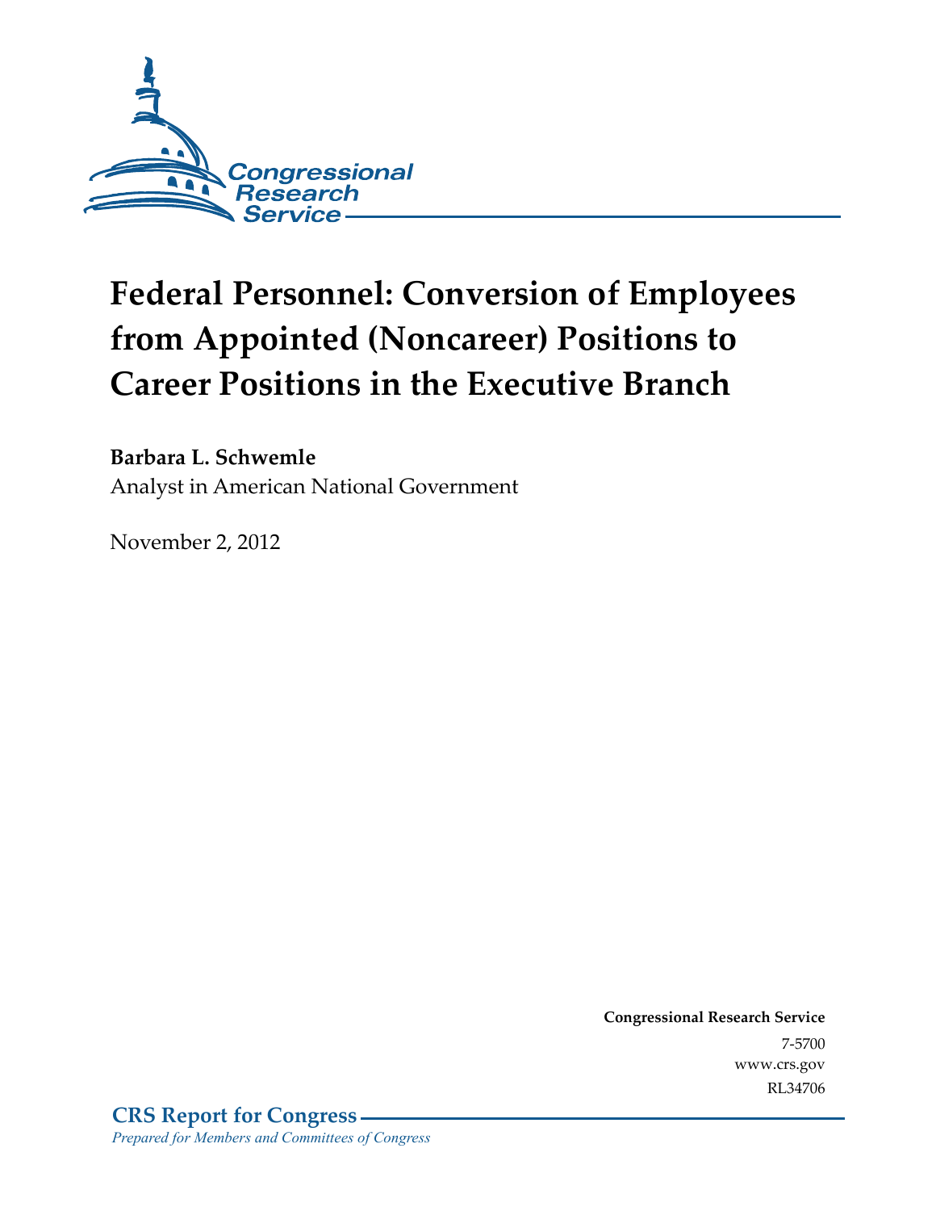Congressional Research Service

# Federal Personnel: Conversion of Employees from Appointed (Noncareer) Positions to Career Positions in the Executive Branch

**Barbara L. Schwemle**
Analyst in American National Government

November 2, 2012

**Congressional Research Service**
7-5700
www.crs.gov
RL34706

**CRS Report for Congress**
*Prepared for Members and Committees of Congress*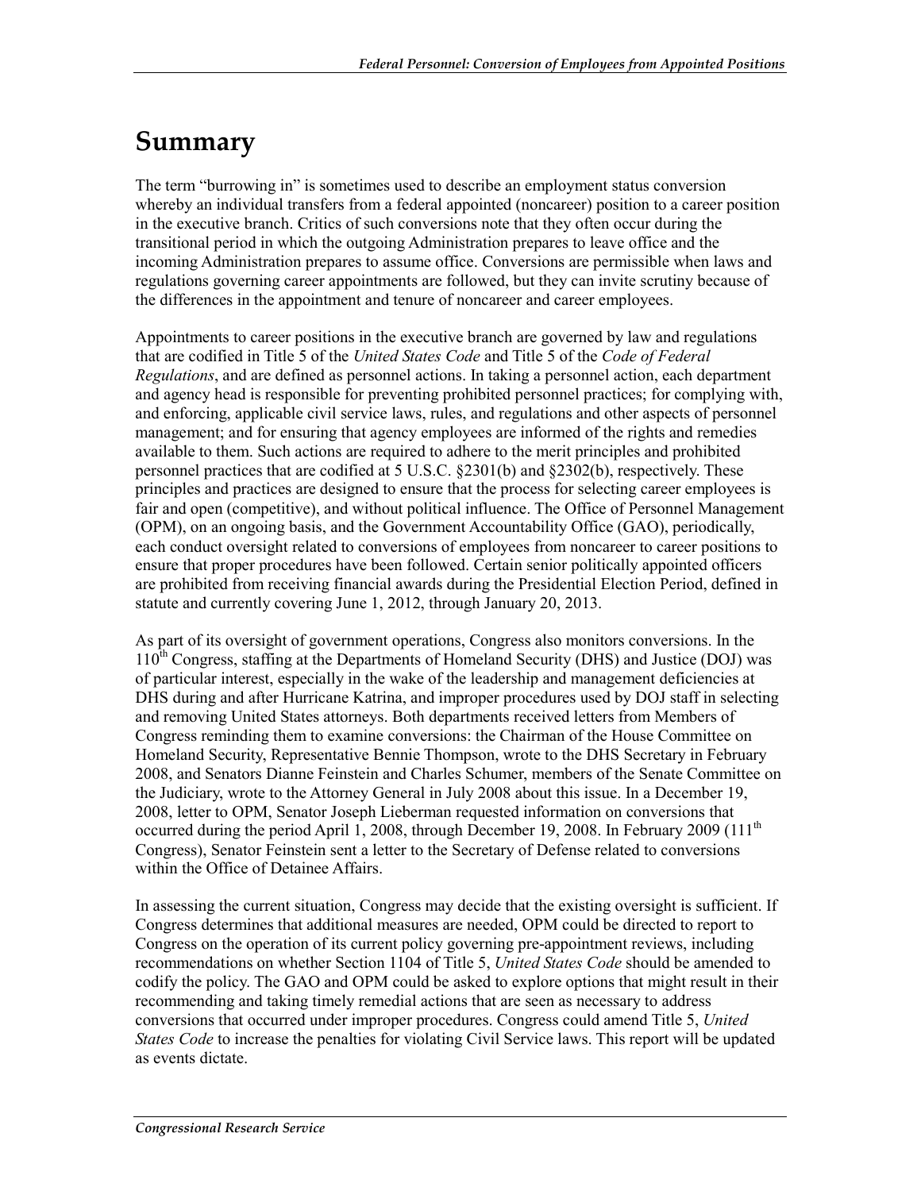# Summary

The term "burrowing in" is sometimes used to describe an employment status conversion whereby an individual transfers from a federal appointed (noncareer) position to a career position in the executive branch. Critics of such conversions note that they often occur during the transitional period in which the outgoing Administration prepares to leave office and the incoming Administration prepares to assume office. Conversions are permissible when laws and regulations governing career appointments are followed, but they can invite scrutiny because of the differences in the appointment and tenure of noncareer and career employees.

Appointments to career positions in the executive branch are governed by law and regulations that are codified in Title 5 of the *United States Code* and Title 5 of the *Code of Federal Regulations*, and are defined as personnel actions. In taking a personnel action, each department and agency head is responsible for preventing prohibited personnel practices; for complying with, and enforcing, applicable civil service laws, rules, and regulations and other aspects of personnel management; and for ensuring that agency employees are informed of the rights and remedies available to them. Such actions are required to adhere to the merit principles and prohibited personnel practices that are codified at 5 U.S.C. §2301(b) and §2302(b), respectively. These principles and practices are designed to ensure that the process for selecting career employees is fair and open (competitive), and without political influence. The Office of Personnel Management (OPM), on an ongoing basis, and the Government Accountability Office (GAO), periodically, each conduct oversight related to conversions of employees from noncareer to career positions to ensure that proper procedures have been followed. Certain senior politically appointed officers are prohibited from receiving financial awards during the Presidential Election Period, defined in statute and currently covering June 1, 2012, through January 20, 2013.

As part of its oversight of government operations, Congress also monitors conversions. In the 110th Congress, staffing at the Departments of Homeland Security (DHS) and Justice (DOJ) was of particular interest, especially in the wake of the leadership and management deficiencies at DHS during and after Hurricane Katrina, and improper procedures used by DOJ staff in selecting and removing United States attorneys. Both departments received letters from Members of Congress reminding them to examine conversions: the Chairman of the House Committee on Homeland Security, Representative Bennie Thompson, wrote to the DHS Secretary in February 2008, and Senators Dianne Feinstein and Charles Schumer, members of the Senate Committee on the Judiciary, wrote to the Attorney General in July 2008 about this issue. In a December 19, 2008, letter to OPM, Senator Joseph Lieberman requested information on conversions that occurred during the period April 1, 2008, through December 19, 2008. In February 2009 (111th Congress), Senator Feinstein sent a letter to the Secretary of Defense related to conversions within the Office of Detainee Affairs.

In assessing the current situation, Congress may decide that the existing oversight is sufficient. If Congress determines that additional measures are needed, OPM could be directed to report to Congress on the operation of its current policy governing pre-appointment reviews, including recommendations on whether Section 1104 of Title 5, *United States Code* should be amended to codify the policy. The GAO and OPM could be asked to explore options that might result in their recommending and taking timely remedial actions that are seen as necessary to address conversions that occurred under improper procedures. Congress could amend Title 5, *United States Code* to increase the penalties for violating Civil Service laws. This report will be updated as events dictate.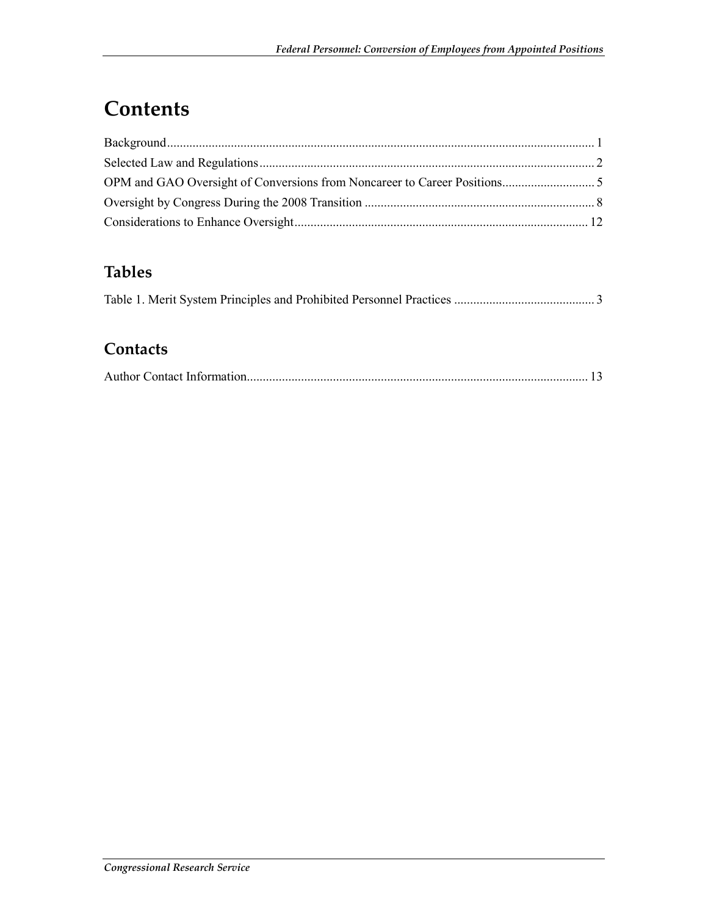# Contents

Background.................................................................................................................................... 1

Selected Law and Regulations......................................................................................................... 2

OPM and GAO Oversight of Conversions from Noncareer to Career Positions............................. 5

Oversight by Congress During the 2008 Transition ........................................................................ 8

Considerations to Enhance Oversight............................................................................................ 12

## Tables

Table 1. Merit System Principles and Prohibited Personnel Practices ............................................ 3

## Contacts

Author Contact Information........................................................................................................... 13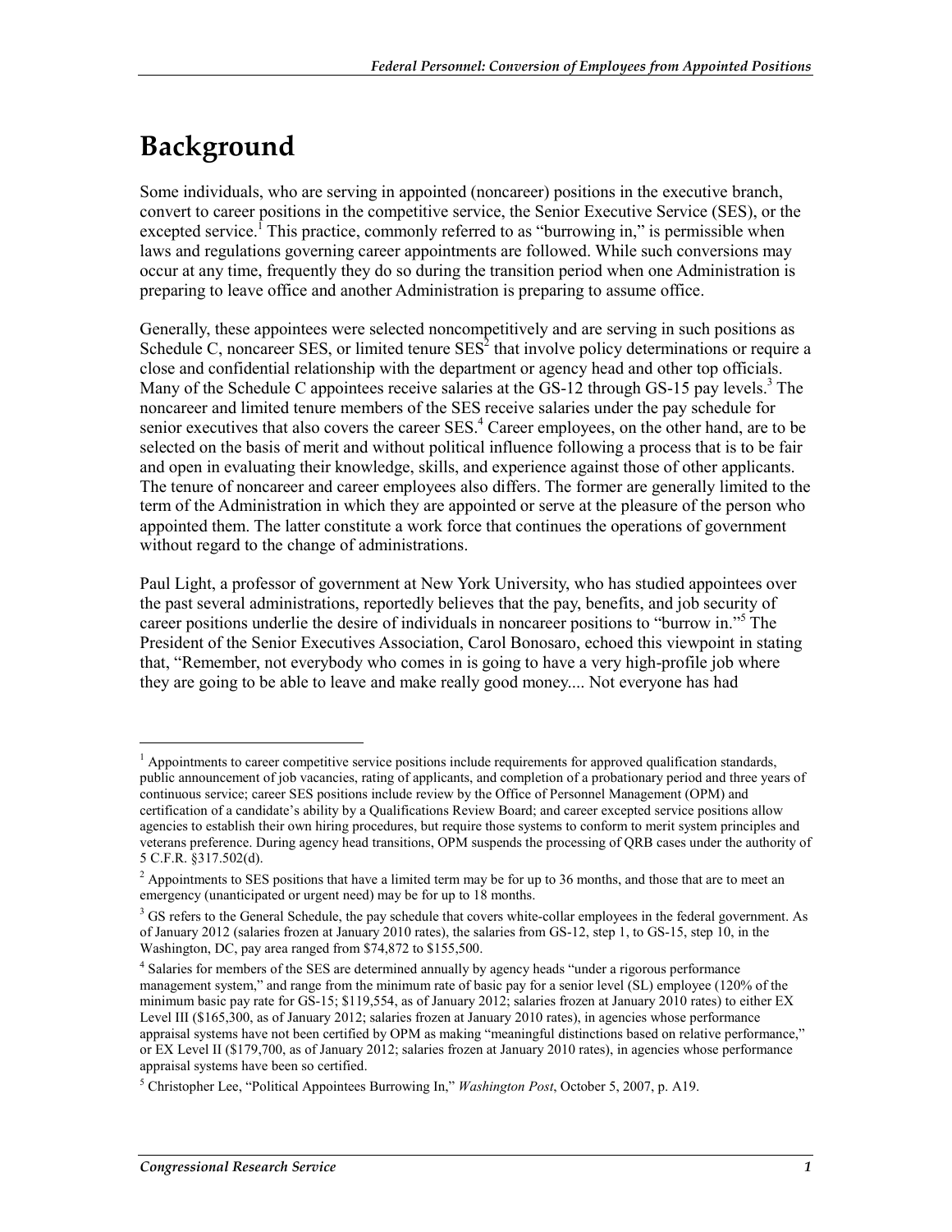# Background

Some individuals, who are serving in appointed (noncareer) positions in the executive branch, convert to career positions in the competitive service, the Senior Executive Service (SES), or the excepted service.[1] This practice, commonly referred to as "burrowing in," is permissible when laws and regulations governing career appointments are followed. While such conversions may occur at any time, frequently they do so during the transition period when one Administration is preparing to leave office and another Administration is preparing to assume office.

Generally, these appointees were selected noncompetitively and are serving in such positions as Schedule C, noncareer SES, or limited tenure SES[2] that involve policy determinations or require a close and confidential relationship with the department or agency head and other top officials. Many of the Schedule C appointees receive salaries at the GS-12 through GS-15 pay levels.[3] The noncareer and limited tenure members of the SES receive salaries under the pay schedule for senior executives that also covers the career SES.[4] Career employees, on the other hand, are to be selected on the basis of merit and without political influence following a process that is to be fair and open in evaluating their knowledge, skills, and experience against those of other applicants. The tenure of noncareer and career employees also differs. The former are generally limited to the term of the Administration in which they are appointed or serve at the pleasure of the person who appointed them. The latter constitute a work force that continues the operations of government without regard to the change of administrations.

Paul Light, a professor of government at New York University, who has studied appointees over the past several administrations, reportedly believes that the pay, benefits, and job security of career positions underlie the desire of individuals in noncareer positions to "burrow in."[5] The President of the Senior Executives Association, Carol Bonosaro, echoed this viewpoint in stating that, "Remember, not everybody who comes in is going to have a very high-profile job where they are going to be able to leave and make really good money.... Not everyone has had

---

[1] Appointments to career competitive service positions include requirements for approved qualification standards, public announcement of job vacancies, rating of applicants, and completion of a probationary period and three years of continuous service; career SES positions include review by the Office of Personnel Management (OPM) and certification of a candidate's ability by a Qualifications Review Board; and career excepted service positions allow agencies to establish their own hiring procedures, but require those systems to conform to merit system principles and veterans preference. During agency head transitions, OPM suspends the processing of QRB cases under the authority of 5 C.F.R. §317.502(d).

[2] Appointments to SES positions that have a limited term may be for up to 36 months, and those that are to meet an emergency (unanticipated or urgent need) may be for up to 18 months.

[3] GS refers to the General Schedule, the pay schedule that covers white-collar employees in the federal government. As of January 2012 (salaries frozen at January 2010 rates), the salaries from GS-12, step 1, to GS-15, step 10, in the Washington, DC, pay area ranged from $74,872 to $155,500.

[4] Salaries for members of the SES are determined annually by agency heads "under a rigorous performance management system," and range from the minimum rate of basic pay for a senior level (SL) employee (120% of the minimum basic pay rate for GS-15; $119,554, as of January 2012; salaries frozen at January 2010 rates) to either EX Level III ($165,300, as of January 2012; salaries frozen at January 2010 rates), in agencies whose performance appraisal systems have not been certified by OPM as making "meaningful distinctions based on relative performance," or EX Level II ($179,700, as of January 2012; salaries frozen at January 2010 rates), in agencies whose performance appraisal systems have been so certified.

[5] Christopher Lee, "Political Appointees Burrowing In," *Washington Post*, October 5, 2007, p. A19.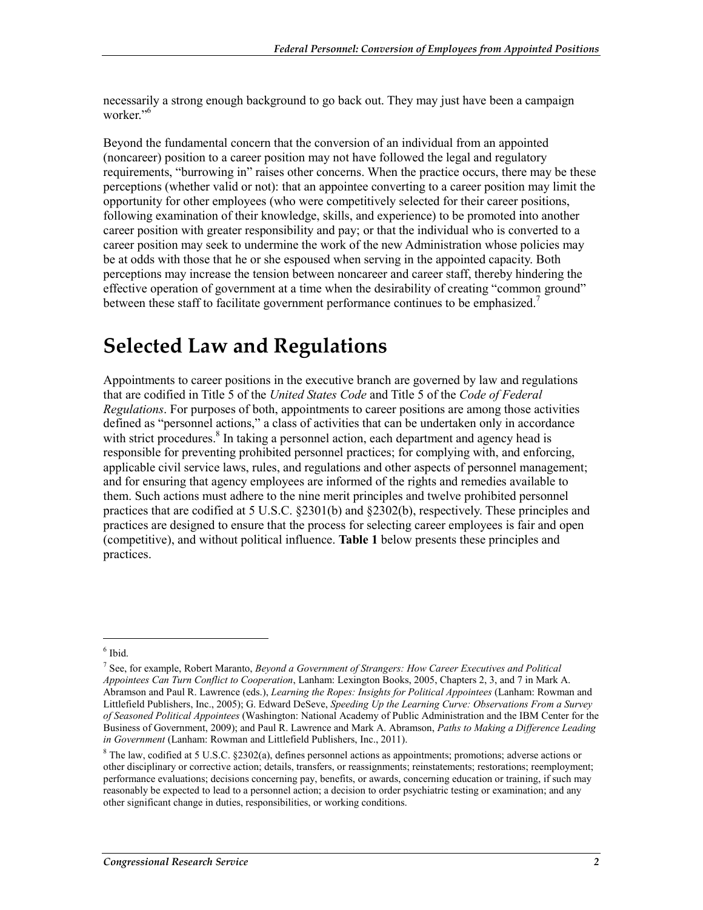necessarily a strong enough background to go back out. They may just have been a campaign worker."[6]

Beyond the fundamental concern that the conversion of an individual from an appointed (noncareer) position to a career position may not have followed the legal and regulatory requirements, "burrowing in" raises other concerns. When the practice occurs, there may be these perceptions (whether valid or not): that an appointee converting to a career position may limit the opportunity for other employees (who were competitively selected for their career positions, following examination of their knowledge, skills, and experience) to be promoted into another career position with greater responsibility and pay; or that the individual who is converted to a career position may seek to undermine the work of the new Administration whose policies may be at odds with those that he or she espoused when serving in the appointed capacity. Both perceptions may increase the tension between noncareer and career staff, thereby hindering the effective operation of government at a time when the desirability of creating "common ground" between these staff to facilitate government performance continues to be emphasized.[7]

# Selected Law and Regulations

Appointments to career positions in the executive branch are governed by law and regulations that are codified in Title 5 of the *United States Code* and Title 5 of the *Code of Federal Regulations*. For purposes of both, appointments to career positions are among those activities defined as "personnel actions," a class of activities that can be undertaken only in accordance with strict procedures.[8] In taking a personnel action, each department and agency head is responsible for preventing prohibited personnel practices; for complying with, and enforcing, applicable civil service laws, rules, and regulations and other aspects of personnel management; and for ensuring that agency employees are informed of the rights and remedies available to them. Such actions must adhere to the nine merit principles and twelve prohibited personnel practices that are codified at 5 U.S.C. §2301(b) and §2302(b), respectively. These principles and practices are designed to ensure that the process for selecting career employees is fair and open (competitive), and without political influence. **Table 1** below presents these principles and practices.

---

[6] Ibid.

[7] See, for example, Robert Maranto, *Beyond a Government of Strangers: How Career Executives and Political Appointees Can Turn Conflict to Cooperation*, Lanham: Lexington Books, 2005, Chapters 2, 3, and 7 in Mark A. Abramson and Paul R. Lawrence (eds.), *Learning the Ropes: Insights for Political Appointees* (Lanham: Rowman and Littlefield Publishers, Inc., 2005); G. Edward DeSeve, *Speeding Up the Learning Curve: Observations From a Survey of Seasoned Political Appointees* (Washington: National Academy of Public Administration and the IBM Center for the Business of Government, 2009); and Paul R. Lawrence and Mark A. Abramson, *Paths to Making a Difference Leading in Government* (Lanham: Rowman and Littlefield Publishers, Inc., 2011).

[8] The law, codified at 5 U.S.C. §2302(a), defines personnel actions as appointments; promotions; adverse actions or other disciplinary or corrective action; details, transfers, or reassignments; reinstatements; restorations; reemployment; performance evaluations; decisions concerning pay, benefits, or awards, concerning education or training, if such may reasonably be expected to lead to a personnel action; a decision to order psychiatric testing or examination; and any other significant change in duties, responsibilities, or working conditions.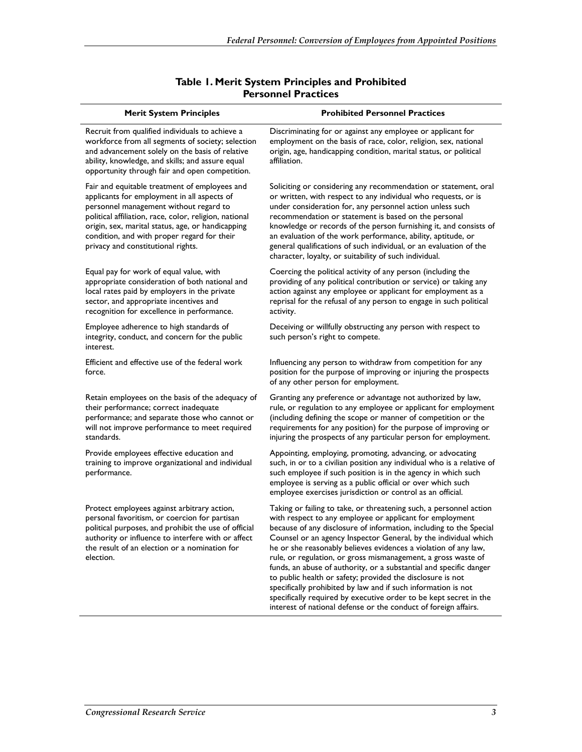**Table 1. Merit System Principles and Prohibited Personnel Practices**

| Merit System Principles | Prohibited Personnel Practices |
| --- | --- |
| Recruit from qualified individuals to achieve a workforce from all segments of society; selection and advancement solely on the basis of relative ability, knowledge, and skills; and assure equal opportunity through fair and open competition. | Discriminating for or against any employee or applicant for employment on the basis of race, color, religion, sex, national origin, age, handicapping condition, marital status, or political affiliation. |
| Fair and equitable treatment of employees and applicants for employment in all aspects of personnel management without regard to political affiliation, race, color, religion, national origin, sex, marital status, age, or handicapping condition, and with proper regard for their privacy and constitutional rights. | Soliciting or considering any recommendation or statement, oral or written, with respect to any individual who requests, or is under consideration for, any personnel action unless such recommendation or statement is based on the personal knowledge or records of the person furnishing it, and consists of an evaluation of the work performance, ability, aptitude, or general qualifications of such individual, or an evaluation of the character, loyalty, or suitability of such individual. |
| Equal pay for work of equal value, with appropriate consideration of both national and local rates paid by employers in the private sector, and appropriate incentives and recognition for excellence in performance. | Coercing the political activity of any person (including the providing of any political contribution or service) or taking any action against any employee or applicant for employment as a reprisal for the refusal of any person to engage in such political activity. |
| Employee adherence to high standards of integrity, conduct, and concern for the public interest. | Deceiving or willfully obstructing any person with respect to such person's right to compete. |
| Efficient and effective use of the federal work force. | Influencing any person to withdraw from competition for any position for the purpose of improving or injuring the prospects of any other person for employment. |
| Retain employees on the basis of the adequacy of their performance; correct inadequate performance; and separate those who cannot or will not improve performance to meet required standards. | Granting any preference or advantage not authorized by law, rule, or regulation to any employee or applicant for employment (including defining the scope or manner of competition or the requirements for any position) for the purpose of improving or injuring the prospects of any particular person for employment. |
| Provide employees effective education and training to improve organizational and individual performance. | Appointing, employing, promoting, advancing, or advocating such, in or to a civilian position any individual who is a relative of such employee if such position is in the agency in which such employee is serving as a public official or over which such employee exercises jurisdiction or control as an official. |
| Protect employees against arbitrary action, personal favoritism, or coercion for partisan political purposes, and prohibit the use of official authority or influence to interfere with or affect the result of an election or a nomination for election. | Taking or failing to take, or threatening such, a personnel action with respect to any employee or applicant for employment because of any disclosure of information, including to the Special Counsel or an agency Inspector General, by the individual which he or she reasonably believes evidences a violation of any law, rule, or regulation, or gross mismanagement, a gross waste of funds, an abuse of authority, or a substantial and specific danger to public health or safety; provided the disclosure is not specifically prohibited by law and if such information is not specifically required by executive order to be kept secret in the interest of national defense or the conduct of foreign affairs. |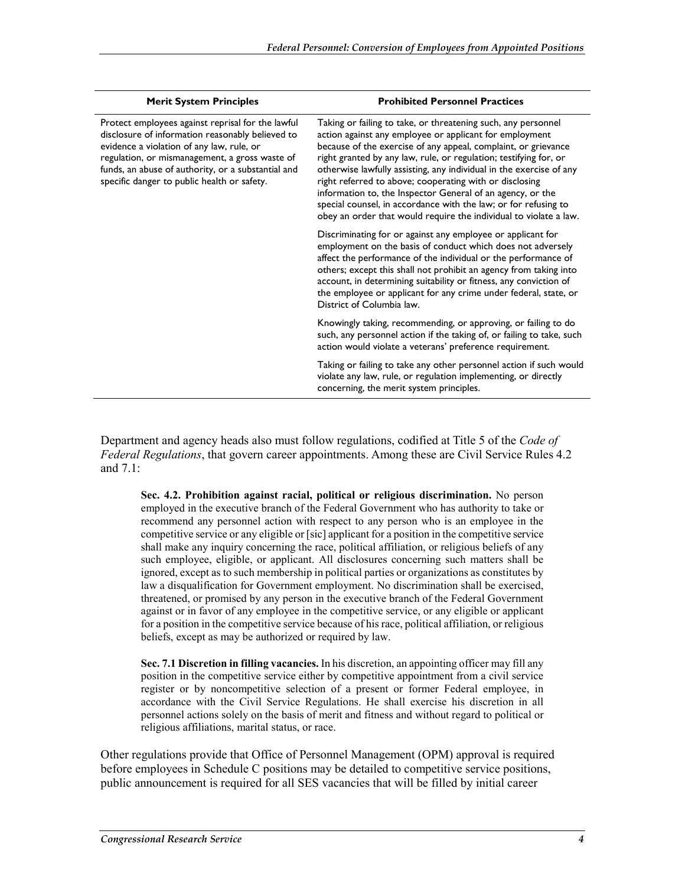| Merit System Principles | Prohibited Personnel Practices |
| --- | --- |
| Protect employees against reprisal for the lawful disclosure of information reasonably believed to evidence a violation of any law, rule, or regulation, or mismanagement, a gross waste of funds, an abuse of authority, or a substantial and specific danger to public health or safety. | Taking or failing to take, or threatening such, any personnel action against any employee or applicant for employment because of the exercise of any appeal, complaint, or grievance right granted by any law, rule, or regulation; testifying for, or otherwise lawfully assisting, any individual in the exercise of any right referred to above; cooperating with or disclosing information to, the Inspector General of an agency, or the special counsel, in accordance with the law; or for refusing to obey an order that would require the individual to violate a law. |
| | Discriminating for or against any employee or applicant for employment on the basis of conduct which does not adversely affect the performance of the individual or the performance of others; except this shall not prohibit an agency from taking into account, in determining suitability or fitness, any conviction of the employee or applicant for any crime under federal, state, or District of Columbia law. |
| | Knowingly taking, recommending, or approving, or failing to do such, any personnel action if the taking of, or failing to take, such action would violate a veterans' preference requirement. |
| | Taking or failing to take any other personnel action if such would violate any law, rule, or regulation implementing, or directly concerning, the merit system principles. |

Department and agency heads also must follow regulations, codified at Title 5 of the *Code of Federal Regulations*, that govern career appointments. Among these are Civil Service Rules 4.2 and 7.1:

> **Sec. 4.2. Prohibition against racial, political or religious discrimination.** No person employed in the executive branch of the Federal Government who has authority to take or recommend any personnel action with respect to any person who is an employee in the competitive service or any eligible or [sic] applicant for a position in the competitive service shall make any inquiry concerning the race, political affiliation, or religious beliefs of any such employee, eligible, or applicant. All disclosures concerning such matters shall be ignored, except as to such membership in political parties or organizations as constitutes by law a disqualification for Government employment. No discrimination shall be exercised, threatened, or promised by any person in the executive branch of the Federal Government against or in favor of any employee in the competitive service, or any eligible or applicant for a position in the competitive service because of his race, political affiliation, or religious beliefs, except as may be authorized or required by law.
>
> **Sec. 7.1 Discretion in filling vacancies.** In his discretion, an appointing officer may fill any position in the competitive service either by competitive appointment from a civil service register or by noncompetitive selection of a present or former Federal employee, in accordance with the Civil Service Regulations. He shall exercise his discretion in all personnel actions solely on the basis of merit and fitness and without regard to political or religious affiliations, marital status, or race.

Other regulations provide that Office of Personnel Management (OPM) approval is required before employees in Schedule C positions may be detailed to competitive service positions, public announcement is required for all SES vacancies that will be filled by initial career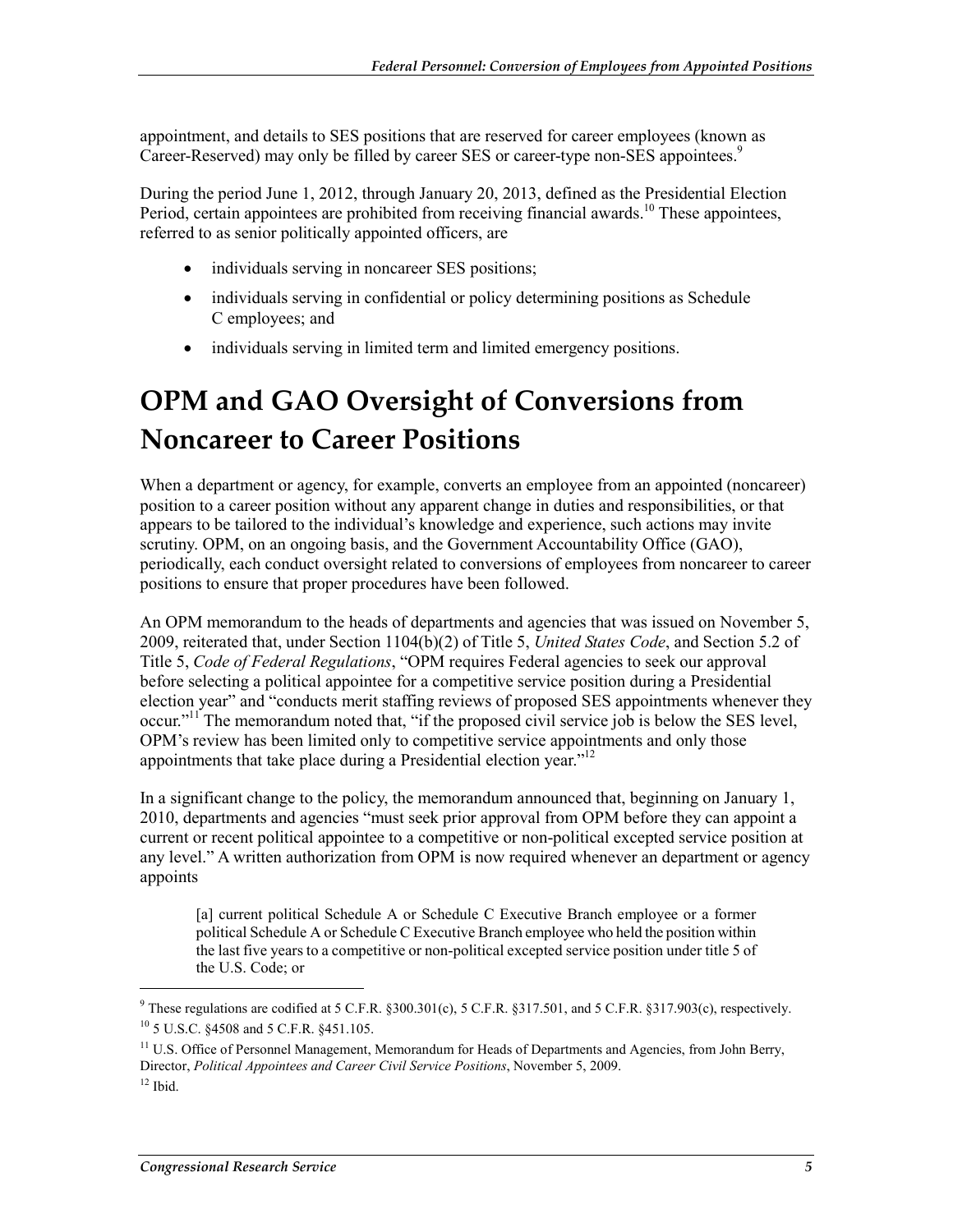appointment, and details to SES positions that are reserved for career employees (known as Career-Reserved) may only be filled by career SES or career-type non-SES appointees.[9]

During the period June 1, 2012, through January 20, 2013, defined as the Presidential Election Period, certain appointees are prohibited from receiving financial awards.[10] These appointees, referred to as senior politically appointed officers, are

- individuals serving in noncareer SES positions;
- individuals serving in confidential or policy determining positions as Schedule C employees; and
- individuals serving in limited term and limited emergency positions.

# OPM and GAO Oversight of Conversions from Noncareer to Career Positions

When a department or agency, for example, converts an employee from an appointed (noncareer) position to a career position without any apparent change in duties and responsibilities, or that appears to be tailored to the individual's knowledge and experience, such actions may invite scrutiny. OPM, on an ongoing basis, and the Government Accountability Office (GAO), periodically, each conduct oversight related to conversions of employees from noncareer to career positions to ensure that proper procedures have been followed.

An OPM memorandum to the heads of departments and agencies that was issued on November 5, 2009, reiterated that, under Section 1104(b)(2) of Title 5, *United States Code*, and Section 5.2 of Title 5, *Code of Federal Regulations*, "OPM requires Federal agencies to seek our approval before selecting a political appointee for a competitive service position during a Presidential election year" and "conducts merit staffing reviews of proposed SES appointments whenever they occur."[11] The memorandum noted that, "if the proposed civil service job is below the SES level, OPM's review has been limited only to competitive service appointments and only those appointments that take place during a Presidential election year."[12]

In a significant change to the policy, the memorandum announced that, beginning on January 1, 2010, departments and agencies "must seek prior approval from OPM before they can appoint a current or recent political appointee to a competitive or non-political excepted service position at any level." A written authorization from OPM is now required whenever an department or agency appoints

> [a] current political Schedule A or Schedule C Executive Branch employee or a former political Schedule A or Schedule C Executive Branch employee who held the position within the last five years to a competitive or non-political excepted service position under title 5 of the U.S. Code; or

---

[9] These regulations are codified at 5 C.F.R. §300.301(c), 5 C.F.R. §317.501, and 5 C.F.R. §317.903(c), respectively.

[10] 5 U.S.C. §4508 and 5 C.F.R. §451.105.

[11] U.S. Office of Personnel Management, Memorandum for Heads of Departments and Agencies, from John Berry, Director, *Political Appointees and Career Civil Service Positions*, November 5, 2009.

[12] Ibid.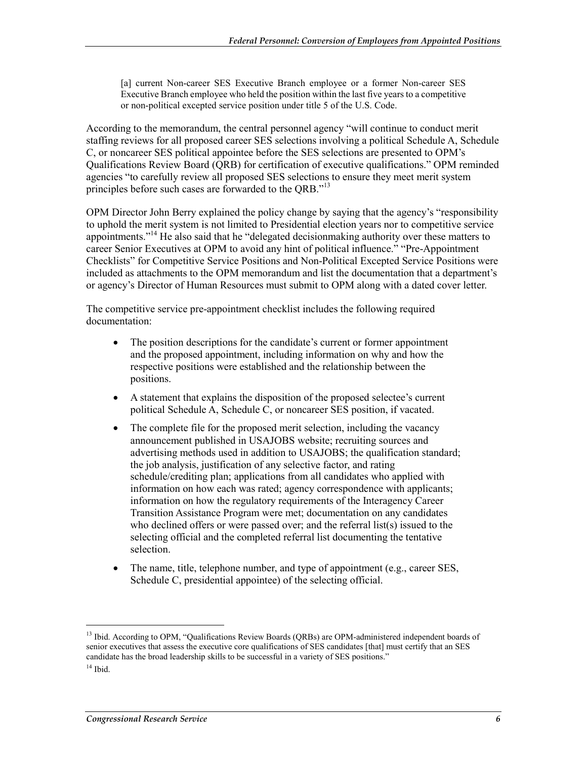> [a] current Non-career SES Executive Branch employee or a former Non-career SES Executive Branch employee who held the position within the last five years to a competitive or non-political excepted service position under title 5 of the U.S. Code.

According to the memorandum, the central personnel agency "will continue to conduct merit staffing reviews for all proposed career SES selections involving a political Schedule A, Schedule C, or noncareer SES political appointee before the SES selections are presented to OPM's Qualifications Review Board (QRB) for certification of executive qualifications." OPM reminded agencies "to carefully review all proposed SES selections to ensure they meet merit system principles before such cases are forwarded to the QRB."[13]

OPM Director John Berry explained the policy change by saying that the agency's "responsibility to uphold the merit system is not limited to Presidential election years nor to competitive service appointments."[14] He also said that he "delegated decisionmaking authority over these matters to career Senior Executives at OPM to avoid any hint of political influence." "Pre-Appointment Checklists" for Competitive Service Positions and Non-Political Excepted Service Positions were included as attachments to the OPM memorandum and list the documentation that a department's or agency's Director of Human Resources must submit to OPM along with a dated cover letter.

The competitive service pre-appointment checklist includes the following required documentation:

- The position descriptions for the candidate's current or former appointment and the proposed appointment, including information on why and how the respective positions were established and the relationship between the positions.
- A statement that explains the disposition of the proposed selectee's current political Schedule A, Schedule C, or noncareer SES position, if vacated.
- The complete file for the proposed merit selection, including the vacancy announcement published in USAJOBS website; recruiting sources and advertising methods used in addition to USAJOBS; the qualification standard; the job analysis, justification of any selective factor, and rating schedule/crediting plan; applications from all candidates who applied with information on how each was rated; agency correspondence with applicants; information on how the regulatory requirements of the Interagency Career Transition Assistance Program were met; documentation on any candidates who declined offers or were passed over; and the referral list(s) issued to the selecting official and the completed referral list documenting the tentative selection.
- The name, title, telephone number, and type of appointment (e.g., career SES, Schedule C, presidential appointee) of the selecting official.

---

[13] Ibid. According to OPM, "Qualifications Review Boards (QRBs) are OPM-administered independent boards of senior executives that assess the executive core qualifications of SES candidates [that] must certify that an SES candidate has the broad leadership skills to be successful in a variety of SES positions."

[14] Ibid.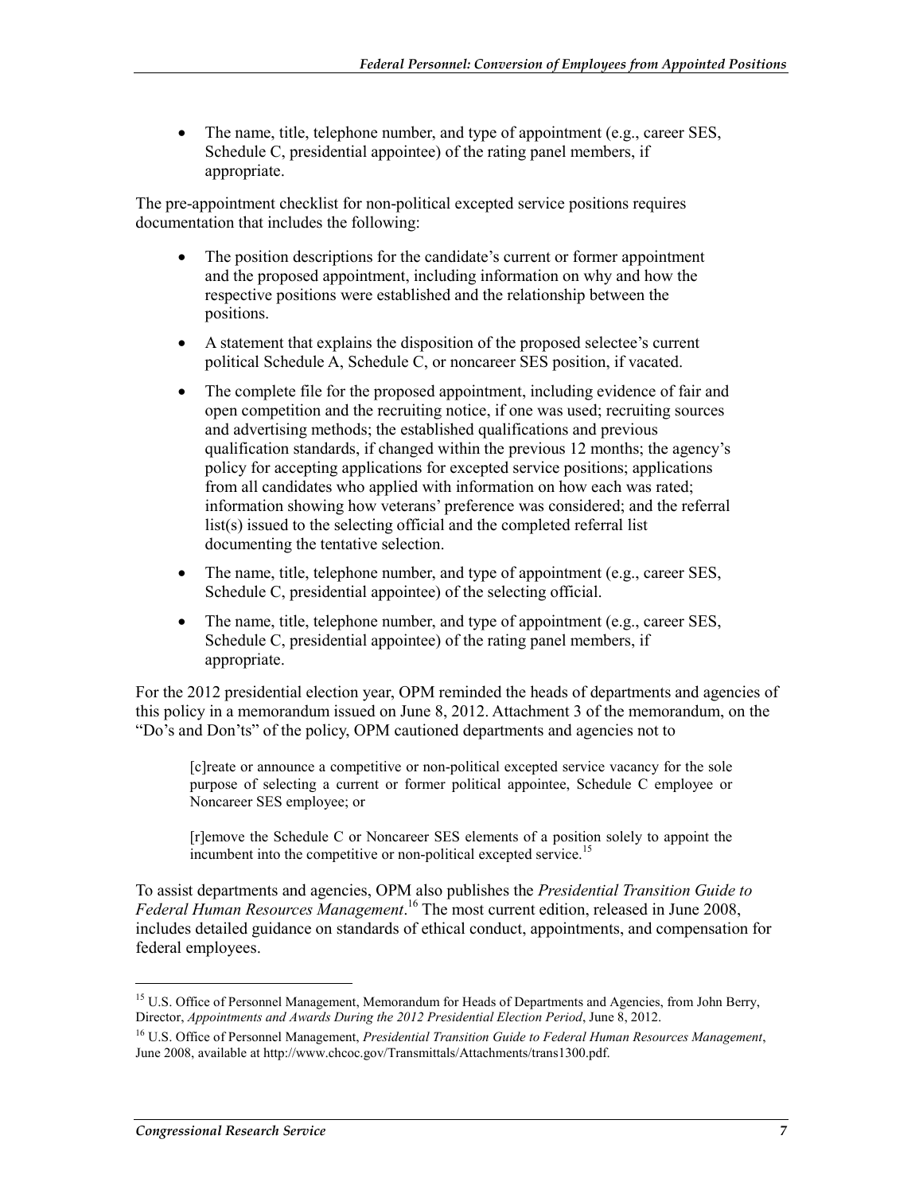- The name, title, telephone number, and type of appointment (e.g., career SES, Schedule C, presidential appointee) of the rating panel members, if appropriate.

The pre-appointment checklist for non-political excepted service positions requires documentation that includes the following:

- The position descriptions for the candidate's current or former appointment and the proposed appointment, including information on why and how the respective positions were established and the relationship between the positions.
- A statement that explains the disposition of the proposed selectee's current political Schedule A, Schedule C, or noncareer SES position, if vacated.
- The complete file for the proposed appointment, including evidence of fair and open competition and the recruiting notice, if one was used; recruiting sources and advertising methods; the established qualifications and previous qualification standards, if changed within the previous 12 months; the agency's policy for accepting applications for excepted service positions; applications from all candidates who applied with information on how each was rated; information showing how veterans' preference was considered; and the referral list(s) issued to the selecting official and the completed referral list documenting the tentative selection.
- The name, title, telephone number, and type of appointment (e.g., career SES, Schedule C, presidential appointee) of the selecting official.
- The name, title, telephone number, and type of appointment (e.g., career SES, Schedule C, presidential appointee) of the rating panel members, if appropriate.

For the 2012 presidential election year, OPM reminded the heads of departments and agencies of this policy in a memorandum issued on June 8, 2012. Attachment 3 of the memorandum, on the "Do's and Don'ts" of the policy, OPM cautioned departments and agencies not to

> [c]reate or announce a competitive or non-political excepted service vacancy for the sole purpose of selecting a current or former political appointee, Schedule C employee or Noncareer SES employee; or
>
> [r]emove the Schedule C or Noncareer SES elements of a position solely to appoint the incumbent into the competitive or non-political excepted service.[15]

To assist departments and agencies, OPM also publishes the *Presidential Transition Guide to Federal Human Resources Management*.[16] The most current edition, released in June 2008, includes detailed guidance on standards of ethical conduct, appointments, and compensation for federal employees.

---

[15] U.S. Office of Personnel Management, Memorandum for Heads of Departments and Agencies, from John Berry, Director, *Appointments and Awards During the 2012 Presidential Election Period*, June 8, 2012.

[16] U.S. Office of Personnel Management, *Presidential Transition Guide to Federal Human Resources Management*, June 2008, available at http://www.chcoc.gov/Transmittals/Attachments/trans1300.pdf.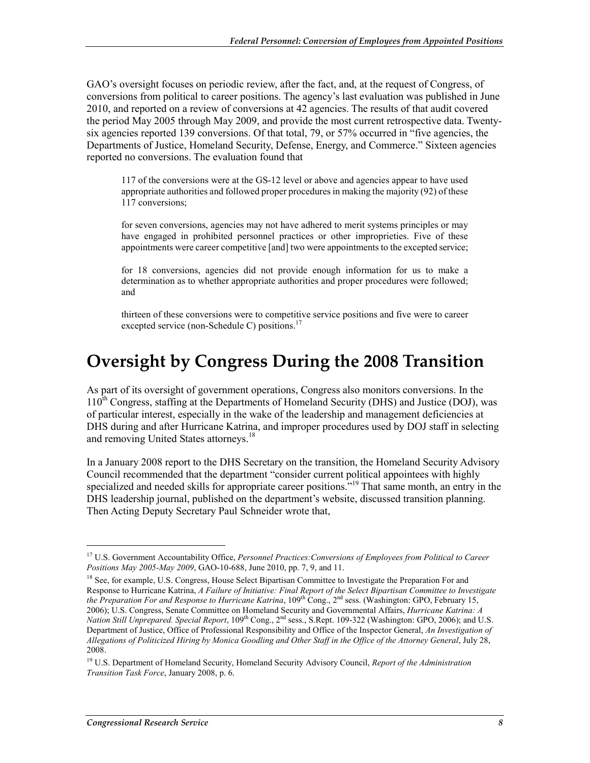GAO's oversight focuses on periodic review, after the fact, and, at the request of Congress, of conversions from political to career positions. The agency's last evaluation was published in June 2010, and reported on a review of conversions at 42 agencies. The results of that audit covered the period May 2005 through May 2009, and provide the most current retrospective data. Twenty-six agencies reported 139 conversions. Of that total, 79, or 57% occurred in "five agencies, the Departments of Justice, Homeland Security, Defense, Energy, and Commerce." Sixteen agencies reported no conversions. The evaluation found that

> 117 of the conversions were at the GS-12 level or above and agencies appear to have used appropriate authorities and followed proper procedures in making the majority (92) of these 117 conversions;
>
> for seven conversions, agencies may not have adhered to merit systems principles or may have engaged in prohibited personnel practices or other improprieties. Five of these appointments were career competitive [and] two were appointments to the excepted service;
>
> for 18 conversions, agencies did not provide enough information for us to make a determination as to whether appropriate authorities and proper procedures were followed; and
>
> thirteen of these conversions were to competitive service positions and five were to career excepted service (non-Schedule C) positions.[17]

# Oversight by Congress During the 2008 Transition

As part of its oversight of government operations, Congress also monitors conversions. In the 110th Congress, staffing at the Departments of Homeland Security (DHS) and Justice (DOJ), was of particular interest, especially in the wake of the leadership and management deficiencies at DHS during and after Hurricane Katrina, and improper procedures used by DOJ staff in selecting and removing United States attorneys.[18]

In a January 2008 report to the DHS Secretary on the transition, the Homeland Security Advisory Council recommended that the department "consider current political appointees with highly specialized and needed skills for appropriate career positions."[19] That same month, an entry in the DHS leadership journal, published on the department's website, discussed transition planning. Then Acting Deputy Secretary Paul Schneider wrote that,

---

[17] U.S. Government Accountability Office, *Personnel Practices:Conversions of Employees from Political to Career Positions May 2005-May 2009*, GAO-10-688, June 2010, pp. 7, 9, and 11.

[18] See, for example, U.S. Congress, House Select Bipartisan Committee to Investigate the Preparation For and Response to Hurricane Katrina, *A Failure of Initiative: Final Report of the Select Bipartisan Committee to Investigate the Preparation For and Response to Hurricane Katrina*, 109th Cong., 2nd sess. (Washington: GPO, February 15, 2006); U.S. Congress, Senate Committee on Homeland Security and Governmental Affairs, *Hurricane Katrina: A Nation Still Unprepared. Special Report*, 109th Cong., 2nd sess., S.Rept. 109-322 (Washington: GPO, 2006); and U.S. Department of Justice, Office of Professional Responsibility and Office of the Inspector General, *An Investigation of Allegations of Politicized Hiring by Monica Goodling and Other Staff in the Office of the Attorney General*, July 28, 2008.

[19] U.S. Department of Homeland Security, Homeland Security Advisory Council, *Report of the Administration Transition Task Force*, January 2008, p. 6.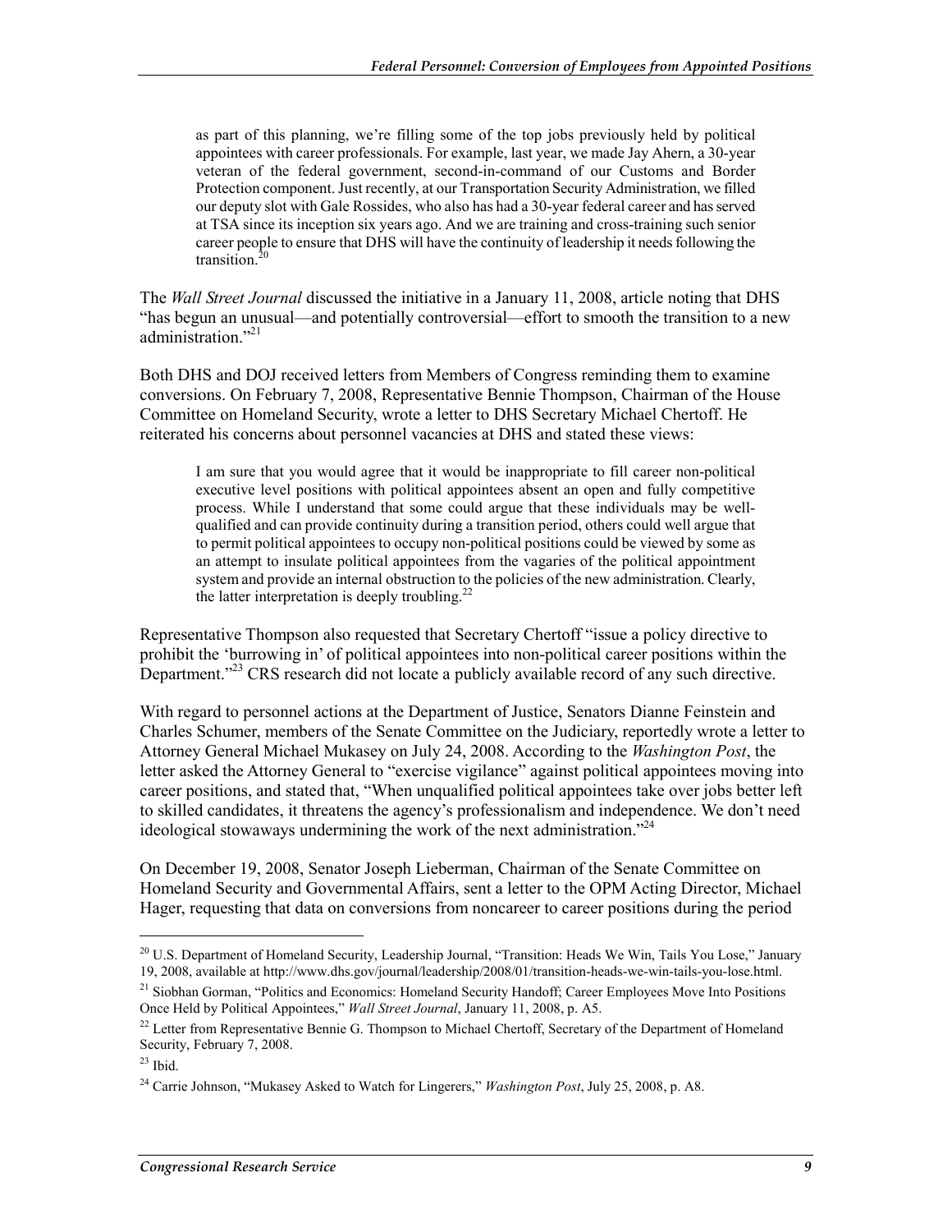> as part of this planning, we're filling some of the top jobs previously held by political appointees with career professionals. For example, last year, we made Jay Ahern, a 30-year veteran of the federal government, second-in-command of our Customs and Border Protection component. Just recently, at our Transportation Security Administration, we filled our deputy slot with Gale Rossides, who also has had a 30-year federal career and has served at TSA since its inception six years ago. And we are training and cross-training such senior career people to ensure that DHS will have the continuity of leadership it needs following the transition.[20]

The *Wall Street Journal* discussed the initiative in a January 11, 2008, article noting that DHS "has begun an unusual—and potentially controversial—effort to smooth the transition to a new administration."[21]

Both DHS and DOJ received letters from Members of Congress reminding them to examine conversions. On February 7, 2008, Representative Bennie Thompson, Chairman of the House Committee on Homeland Security, wrote a letter to DHS Secretary Michael Chertoff. He reiterated his concerns about personnel vacancies at DHS and stated these views:

> I am sure that you would agree that it would be inappropriate to fill career non-political executive level positions with political appointees absent an open and fully competitive process. While I understand that some could argue that these individuals may be well-qualified and can provide continuity during a transition period, others could well argue that to permit political appointees to occupy non-political positions could be viewed by some as an attempt to insulate political appointees from the vagaries of the political appointment system and provide an internal obstruction to the policies of the new administration. Clearly, the latter interpretation is deeply troubling.[22]

Representative Thompson also requested that Secretary Chertoff "issue a policy directive to prohibit the 'burrowing in' of political appointees into non-political career positions within the Department."[23] CRS research did not locate a publicly available record of any such directive.

With regard to personnel actions at the Department of Justice, Senators Dianne Feinstein and Charles Schumer, members of the Senate Committee on the Judiciary, reportedly wrote a letter to Attorney General Michael Mukasey on July 24, 2008. According to the *Washington Post*, the letter asked the Attorney General to "exercise vigilance" against political appointees moving into career positions, and stated that, "When unqualified political appointees take over jobs better left to skilled candidates, it threatens the agency's professionalism and independence. We don't need ideological stowaways undermining the work of the next administration."[24]

On December 19, 2008, Senator Joseph Lieberman, Chairman of the Senate Committee on Homeland Security and Governmental Affairs, sent a letter to the OPM Acting Director, Michael Hager, requesting that data on conversions from noncareer to career positions during the period

---

[20] U.S. Department of Homeland Security, Leadership Journal, "Transition: Heads We Win, Tails You Lose," January 19, 2008, available at http://www.dhs.gov/journal/leadership/2008/01/transition-heads-we-win-tails-you-lose.html.

[21] Siobhan Gorman, "Politics and Economics: Homeland Security Handoff; Career Employees Move Into Positions Once Held by Political Appointees," *Wall Street Journal*, January 11, 2008, p. A5.

[22] Letter from Representative Bennie G. Thompson to Michael Chertoff, Secretary of the Department of Homeland Security, February 7, 2008.

[23] Ibid.

[24] Carrie Johnson, "Mukasey Asked to Watch for Lingerers," *Washington Post*, July 25, 2008, p. A8.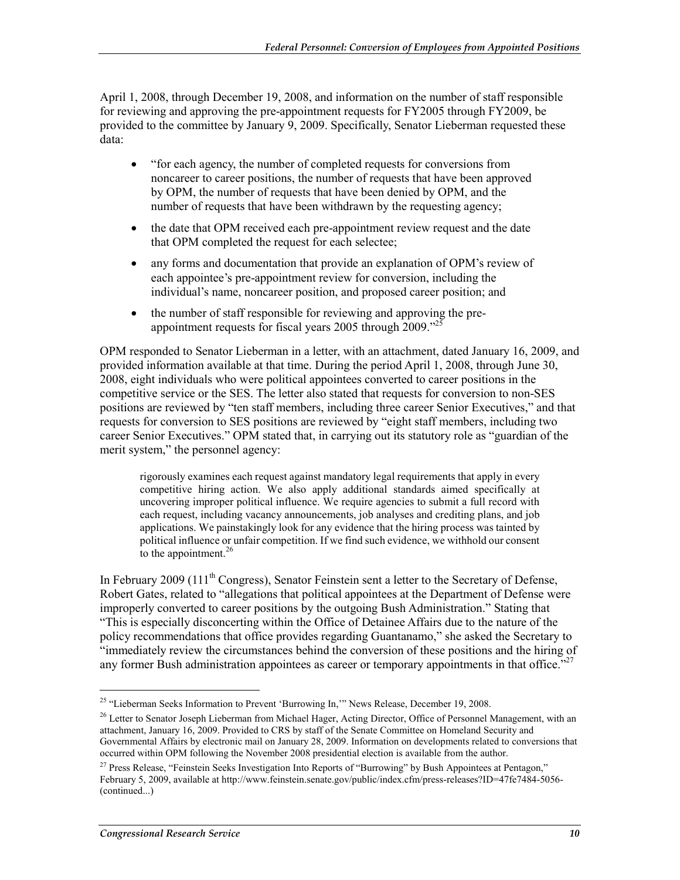April 1, 2008, through December 19, 2008, and information on the number of staff responsible for reviewing and approving the pre-appointment requests for FY2005 through FY2009, be provided to the committee by January 9, 2009. Specifically, Senator Lieberman requested these data:

- "for each agency, the number of completed requests for conversions from noncareer to career positions, the number of requests that have been approved by OPM, the number of requests that have been denied by OPM, and the number of requests that have been withdrawn by the requesting agency;
- the date that OPM received each pre-appointment review request and the date that OPM completed the request for each selectee;
- any forms and documentation that provide an explanation of OPM's review of each appointee's pre-appointment review for conversion, including the individual's name, noncareer position, and proposed career position; and
- the number of staff responsible for reviewing and approving the pre-appointment requests for fiscal years 2005 through 2009."[25]

OPM responded to Senator Lieberman in a letter, with an attachment, dated January 16, 2009, and provided information available at that time. During the period April 1, 2008, through June 30, 2008, eight individuals who were political appointees converted to career positions in the competitive service or the SES. The letter also stated that requests for conversion to non-SES positions are reviewed by "ten staff members, including three career Senior Executives," and that requests for conversion to SES positions are reviewed by "eight staff members, including two career Senior Executives." OPM stated that, in carrying out its statutory role as "guardian of the merit system," the personnel agency:

> rigorously examines each request against mandatory legal requirements that apply in every competitive hiring action. We also apply additional standards aimed specifically at uncovering improper political influence. We require agencies to submit a full record with each request, including vacancy announcements, job analyses and crediting plans, and job applications. We painstakingly look for any evidence that the hiring process was tainted by political influence or unfair competition. If we find such evidence, we withhold our consent to the appointment.[26]

In February 2009 (111th Congress), Senator Feinstein sent a letter to the Secretary of Defense, Robert Gates, related to "allegations that political appointees at the Department of Defense were improperly converted to career positions by the outgoing Bush Administration." Stating that "This is especially disconcerting within the Office of Detainee Affairs due to the nature of the policy recommendations that office provides regarding Guantanamo," she asked the Secretary to "immediately review the circumstances behind the conversion of these positions and the hiring of any former Bush administration appointees as career or temporary appointments in that office."[27]

---

[25] "Lieberman Seeks Information to Prevent 'Burrowing In,'" News Release, December 19, 2008.

[26] Letter to Senator Joseph Lieberman from Michael Hager, Acting Director, Office of Personnel Management, with an attachment, January 16, 2009. Provided to CRS by staff of the Senate Committee on Homeland Security and Governmental Affairs by electronic mail on January 28, 2009. Information on developments related to conversions that occurred within OPM following the November 2008 presidential election is available from the author.

[27] Press Release, "Feinstein Seeks Investigation Into Reports of "Burrowing" by Bush Appointees at Pentagon," February 5, 2009, available at http://www.feinstein.senate.gov/public/index.cfm/press-releases?ID=47fe7484-5056-(continued...)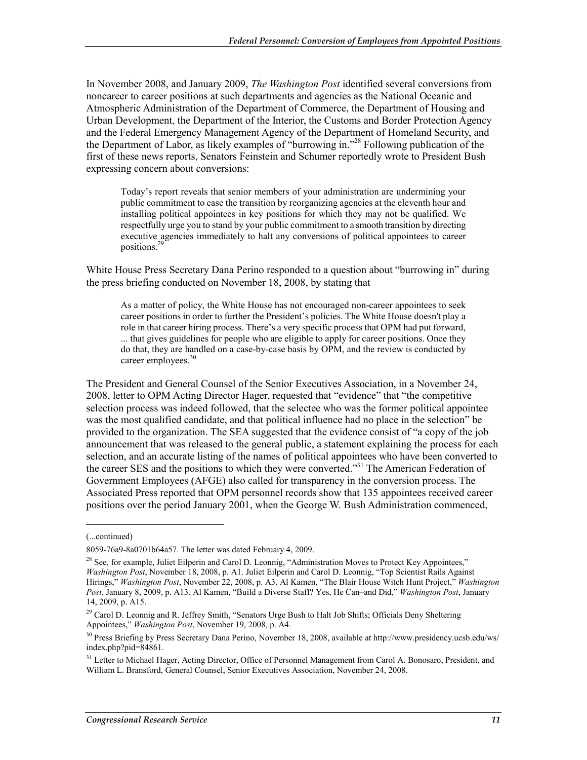In November 2008, and January 2009, *The Washington Post* identified several conversions from noncareer to career positions at such departments and agencies as the National Oceanic and Atmospheric Administration of the Department of Commerce, the Department of Housing and Urban Development, the Department of the Interior, the Customs and Border Protection Agency and the Federal Emergency Management Agency of the Department of Homeland Security, and the Department of Labor, as likely examples of "burrowing in."[28] Following publication of the first of these news reports, Senators Feinstein and Schumer reportedly wrote to President Bush expressing concern about conversions:

> Today's report reveals that senior members of your administration are undermining your public commitment to ease the transition by reorganizing agencies at the eleventh hour and installing political appointees in key positions for which they may not be qualified. We respectfully urge you to stand by your public commitment to a smooth transition by directing executive agencies immediately to halt any conversions of political appointees to career positions.[29]

White House Press Secretary Dana Perino responded to a question about "burrowing in" during the press briefing conducted on November 18, 2008, by stating that

> As a matter of policy, the White House has not encouraged non-career appointees to seek career positions in order to further the President's policies. The White House doesn't play a role in that career hiring process. There's a very specific process that OPM had put forward, ... that gives guidelines for people who are eligible to apply for career positions. Once they do that, they are handled on a case-by-case basis by OPM, and the review is conducted by career employees.[30]

The President and General Counsel of the Senior Executives Association, in a November 24, 2008, letter to OPM Acting Director Hager, requested that "evidence" that "the competitive selection process was indeed followed, that the selectee who was the former political appointee was the most qualified candidate, and that political influence had no place in the selection" be provided to the organization. The SEA suggested that the evidence consist of "a copy of the job announcement that was released to the general public, a statement explaining the process for each selection, and an accurate listing of the names of political appointees who have been converted to the career SES and the positions to which they were converted."[31] The American Federation of Government Employees (AFGE) also called for transparency in the conversion process. The Associated Press reported that OPM personnel records show that 135 appointees received career positions over the period January 2001, when the George W. Bush Administration commenced,

---

(...continued)

8059-76a9-8a0701b64a57. The letter was dated February 4, 2009.

[28] See, for example, Juliet Eilperin and Carol D. Leonnig, "Administration Moves to Protect Key Appointees," *Washington Post*, November 18, 2008, p. A1. Juliet Eilperin and Carol D. Leonnig, "Top Scientist Rails Against Hirings," *Washington Post*, November 22, 2008, p. A3. Al Kamen, "The Blair House Witch Hunt Project," *Washington Post*, January 8, 2009, p. A13. Al Kamen, "Build a Diverse Staff? Yes, He Can–and Did," *Washington Post*, January 14, 2009, p. A15.

[29] Carol D. Leonnig and R. Jeffrey Smith, "Senators Urge Bush to Halt Job Shifts; Officials Deny Sheltering Appointees," *Washington Post*, November 19, 2008, p. A4.

[30] Press Briefing by Press Secretary Dana Perino, November 18, 2008, available at http://www.presidency.ucsb.edu/ws/index.php?pid=84861.

[31] Letter to Michael Hager, Acting Director, Office of Personnel Management from Carol A. Bonosaro, President, and William L. Bransford, General Counsel, Senior Executives Association, November 24, 2008.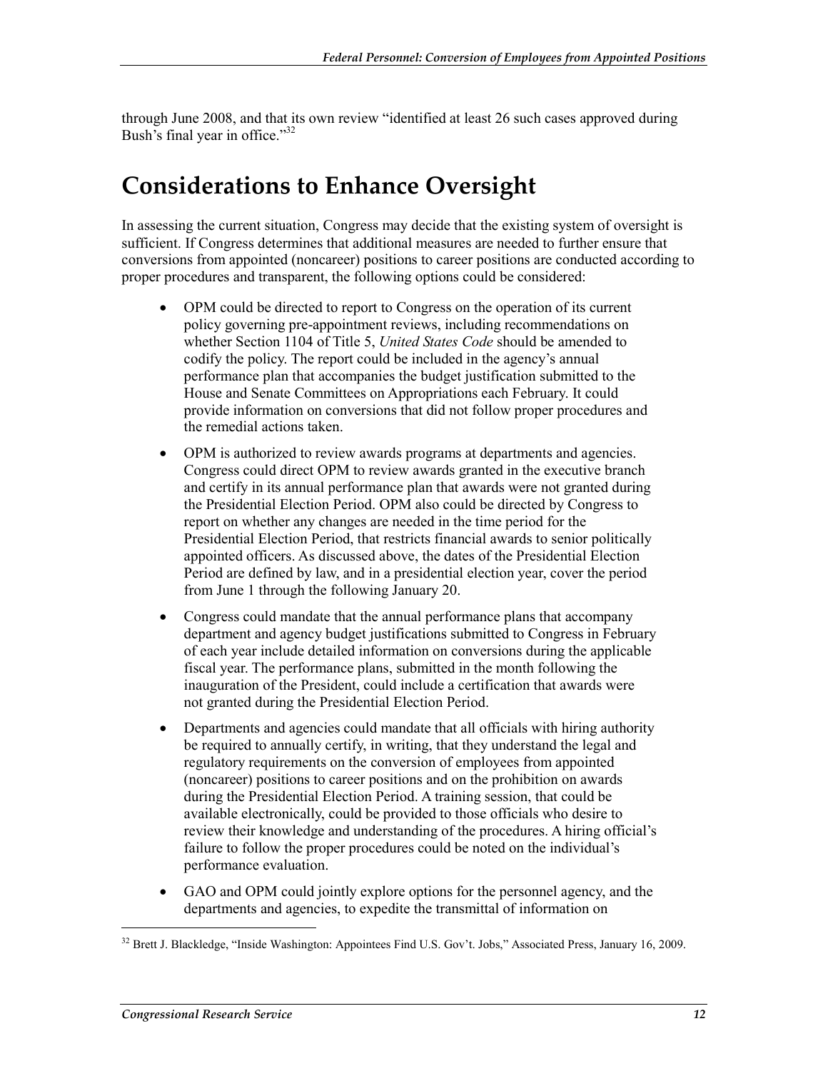through June 2008, and that its own review "identified at least 26 such cases approved during Bush's final year in office."[32]

# Considerations to Enhance Oversight

In assessing the current situation, Congress may decide that the existing system of oversight is sufficient. If Congress determines that additional measures are needed to further ensure that conversions from appointed (noncareer) positions to career positions are conducted according to proper procedures and transparent, the following options could be considered:

- OPM could be directed to report to Congress on the operation of its current policy governing pre-appointment reviews, including recommendations on whether Section 1104 of Title 5, *United States Code* should be amended to codify the policy. The report could be included in the agency's annual performance plan that accompanies the budget justification submitted to the House and Senate Committees on Appropriations each February. It could provide information on conversions that did not follow proper procedures and the remedial actions taken.
- OPM is authorized to review awards programs at departments and agencies. Congress could direct OPM to review awards granted in the executive branch and certify in its annual performance plan that awards were not granted during the Presidential Election Period. OPM also could be directed by Congress to report on whether any changes are needed in the time period for the Presidential Election Period, that restricts financial awards to senior politically appointed officers. As discussed above, the dates of the Presidential Election Period are defined by law, and in a presidential election year, cover the period from June 1 through the following January 20.
- Congress could mandate that the annual performance plans that accompany department and agency budget justifications submitted to Congress in February of each year include detailed information on conversions during the applicable fiscal year. The performance plans, submitted in the month following the inauguration of the President, could include a certification that awards were not granted during the Presidential Election Period.
- Departments and agencies could mandate that all officials with hiring authority be required to annually certify, in writing, that they understand the legal and regulatory requirements on the conversion of employees from appointed (noncareer) positions to career positions and on the prohibition on awards during the Presidential Election Period. A training session, that could be available electronically, could be provided to those officials who desire to review their knowledge and understanding of the procedures. A hiring official's failure to follow the proper procedures could be noted on the individual's performance evaluation.
- GAO and OPM could jointly explore options for the personnel agency, and the departments and agencies, to expedite the transmittal of information on

[32] Brett J. Blackledge, "Inside Washington: Appointees Find U.S. Gov't. Jobs," Associated Press, January 16, 2009.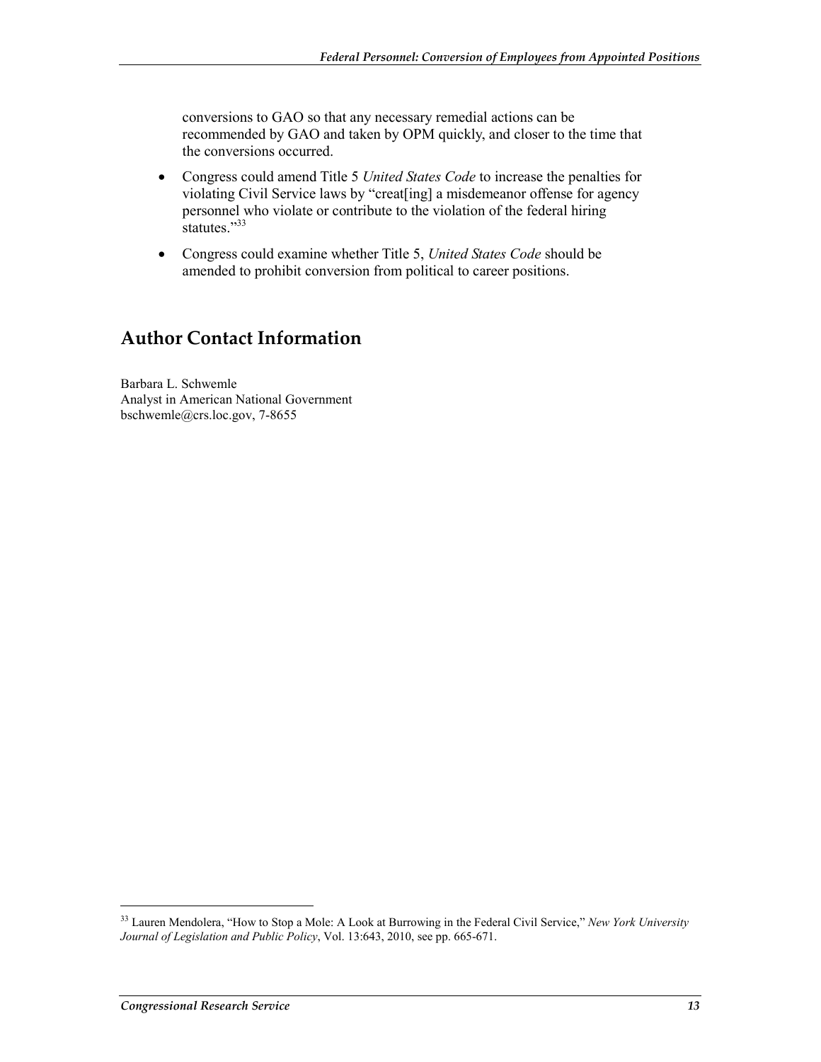conversions to GAO so that any necessary remedial actions can be recommended by GAO and taken by OPM quickly, and closer to the time that the conversions occurred.

- Congress could amend Title 5 *United States Code* to increase the penalties for violating Civil Service laws by "creat[ing] a misdemeanor offense for agency personnel who violate or contribute to the violation of the federal hiring statutes."[33]
- Congress could examine whether Title 5, *United States Code* should be amended to prohibit conversion from political to career positions.

## Author Contact Information

Barbara L. Schwemle
Analyst in American National Government
bschwemle@crs.loc.gov, 7-8655

[33] Lauren Mendolera, "How to Stop a Mole: A Look at Burrowing in the Federal Civil Service," *New York University Journal of Legislation and Public Policy*, Vol. 13:643, 2010, see pp. 665-671.